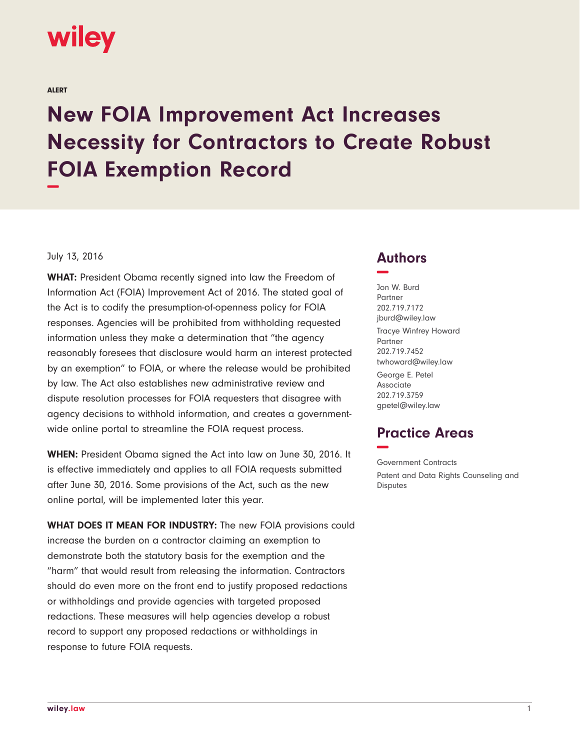wiley

ALERT

# New FOIA Improvement Act Increases Necessity for Contractors to Create Robust FOIA Exemption Record

July 13, 2016

**WHAT:** President Obama recently signed into law the Freedom of Information Act (FOIA) Improvement Act of 2016. The stated goal of the Act is to codify the presumption-of-openness policy for FOIA responses. Agencies will be prohibited from withholding requested information unless they make a determination that "the agency reasonably foresees that disclosure would harm an interest protected by an exemption" to FOIA, or where the release would be prohibited by law. The Act also establishes new administrative review and dispute resolution processes for FOIA requesters that disagree with agency decisions to withhold information, and creates a government-wide online portal to streamline the FOIA request process.

**WHEN:** President Obama signed the Act into law on June 30, 2016. It is effective immediately and applies to all FOIA requests submitted after June 30, 2016. Some provisions of the Act, such as the new online portal, will be implemented later this year.

**WHAT DOES IT MEAN FOR INDUSTRY:** The new FOIA provisions could increase the burden on a contractor claiming an exemption to demonstrate both the statutory basis for the exemption and the "harm" that would result from releasing the information. Contractors should do even more on the front end to justify proposed redactions or withholdings and provide agencies with targeted proposed redactions. These measures will help agencies develop a robust record to support any proposed redactions or withholdings in response to future FOIA requests.

## Authors

Jon W. Burd
Partner
202.719.7172
jburd@wiley.law

Tracye Winfrey Howard
Partner
202.719.7452
twhoward@wiley.law

George E. Petel
Associate
202.719.3759
gpetel@wiley.law

## Practice Areas

Government Contracts

Patent and Data Rights Counseling and Disputes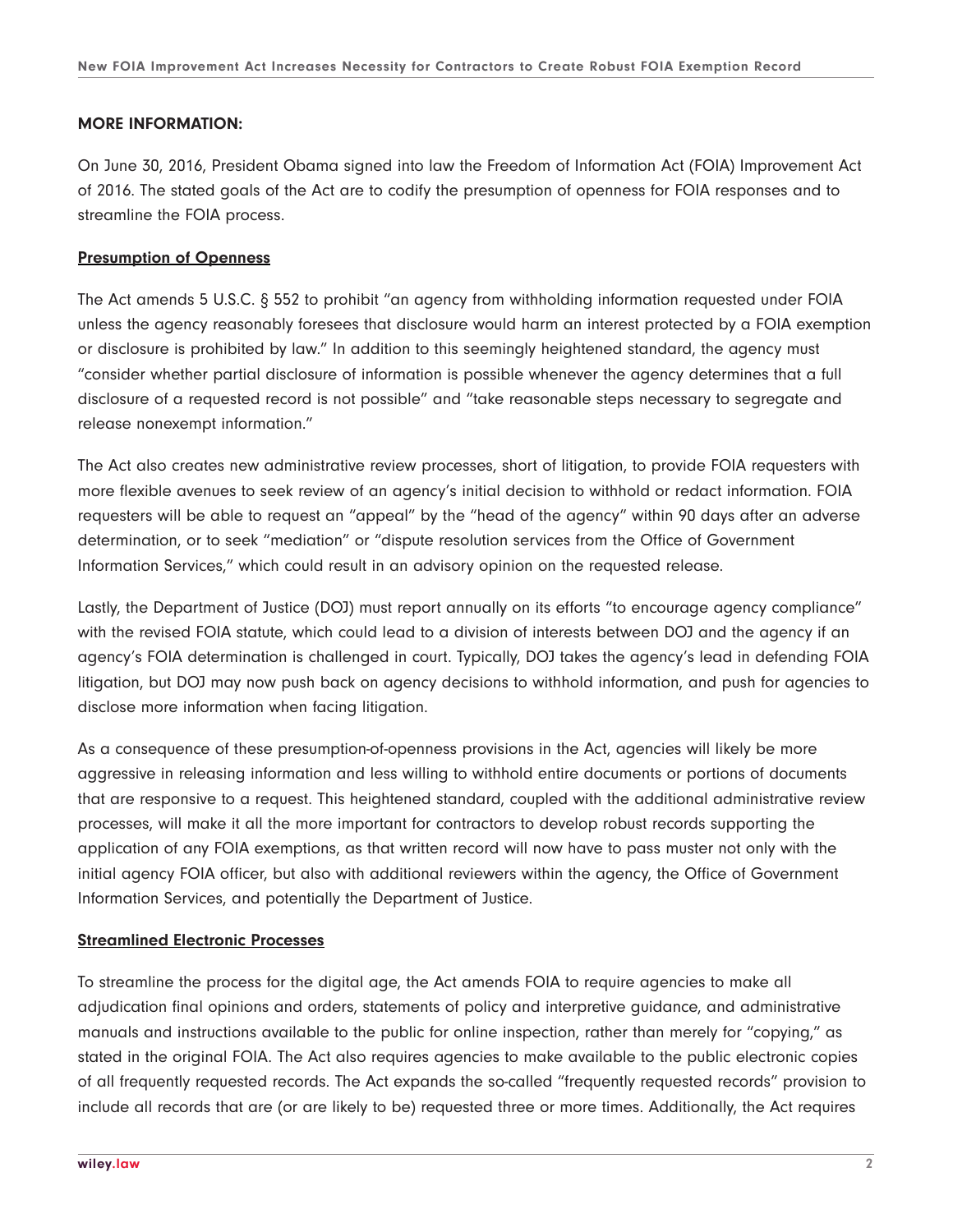**MORE INFORMATION:**

On June 30, 2016, President Obama signed into law the Freedom of Information Act (FOIA) Improvement Act of 2016. The stated goals of the Act are to codify the presumption of openness for FOIA responses and to streamline the FOIA process.

**Presumption of Openness**

The Act amends 5 U.S.C. § 552 to prohibit "an agency from withholding information requested under FOIA unless the agency reasonably foresees that disclosure would harm an interest protected by a FOIA exemption or disclosure is prohibited by law." In addition to this seemingly heightened standard, the agency must "consider whether partial disclosure of information is possible whenever the agency determines that a full disclosure of a requested record is not possible" and "take reasonable steps necessary to segregate and release nonexempt information."

The Act also creates new administrative review processes, short of litigation, to provide FOIA requesters with more flexible avenues to seek review of an agency's initial decision to withhold or redact information. FOIA requesters will be able to request an "appeal" by the "head of the agency" within 90 days after an adverse determination, or to seek "mediation" or "dispute resolution services from the Office of Government Information Services," which could result in an advisory opinion on the requested release.

Lastly, the Department of Justice (DOJ) must report annually on its efforts "to encourage agency compliance" with the revised FOIA statute, which could lead to a division of interests between DOJ and the agency if an agency's FOIA determination is challenged in court. Typically, DOJ takes the agency's lead in defending FOIA litigation, but DOJ may now push back on agency decisions to withhold information, and push for agencies to disclose more information when facing litigation.

As a consequence of these presumption-of-openness provisions in the Act, agencies will likely be more aggressive in releasing information and less willing to withhold entire documents or portions of documents that are responsive to a request. This heightened standard, coupled with the additional administrative review processes, will make it all the more important for contractors to develop robust records supporting the application of any FOIA exemptions, as that written record will now have to pass muster not only with the initial agency FOIA officer, but also with additional reviewers within the agency, the Office of Government Information Services, and potentially the Department of Justice.

**Streamlined Electronic Processes**

To streamline the process for the digital age, the Act amends FOIA to require agencies to make all adjudication final opinions and orders, statements of policy and interpretive guidance, and administrative manuals and instructions available to the public for online inspection, rather than merely for "copying," as stated in the original FOIA. The Act also requires agencies to make available to the public electronic copies of all frequently requested records. The Act expands the so-called "frequently requested records" provision to include all records that are (or are likely to be) requested three or more times. Additionally, the Act requires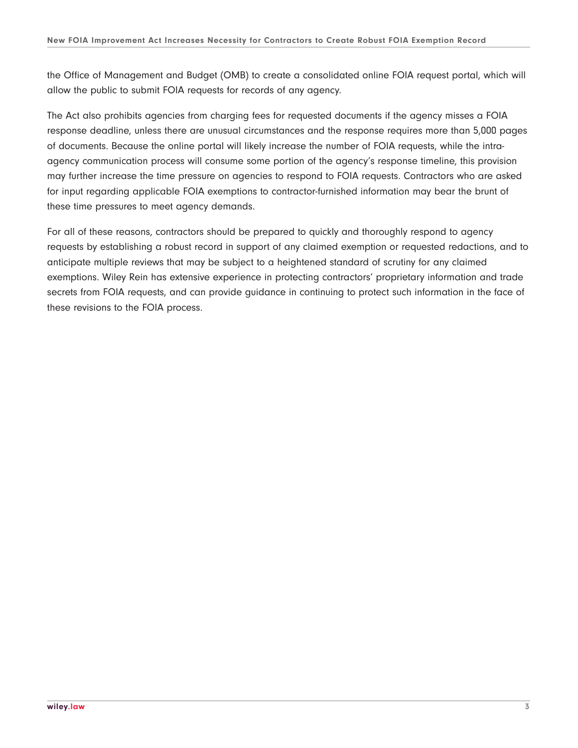the Office of Management and Budget (OMB) to create a consolidated online FOIA request portal, which will allow the public to submit FOIA requests for records of any agency.

The Act also prohibits agencies from charging fees for requested documents if the agency misses a FOIA response deadline, unless there are unusual circumstances and the response requires more than 5,000 pages of documents. Because the online portal will likely increase the number of FOIA requests, while the intra-agency communication process will consume some portion of the agency's response timeline, this provision may further increase the time pressure on agencies to respond to FOIA requests. Contractors who are asked for input regarding applicable FOIA exemptions to contractor-furnished information may bear the brunt of these time pressures to meet agency demands.

For all of these reasons, contractors should be prepared to quickly and thoroughly respond to agency requests by establishing a robust record in support of any claimed exemption or requested redactions, and to anticipate multiple reviews that may be subject to a heightened standard of scrutiny for any claimed exemptions. Wiley Rein has extensive experience in protecting contractors' proprietary information and trade secrets from FOIA requests, and can provide guidance in continuing to protect such information in the face of these revisions to the FOIA process.